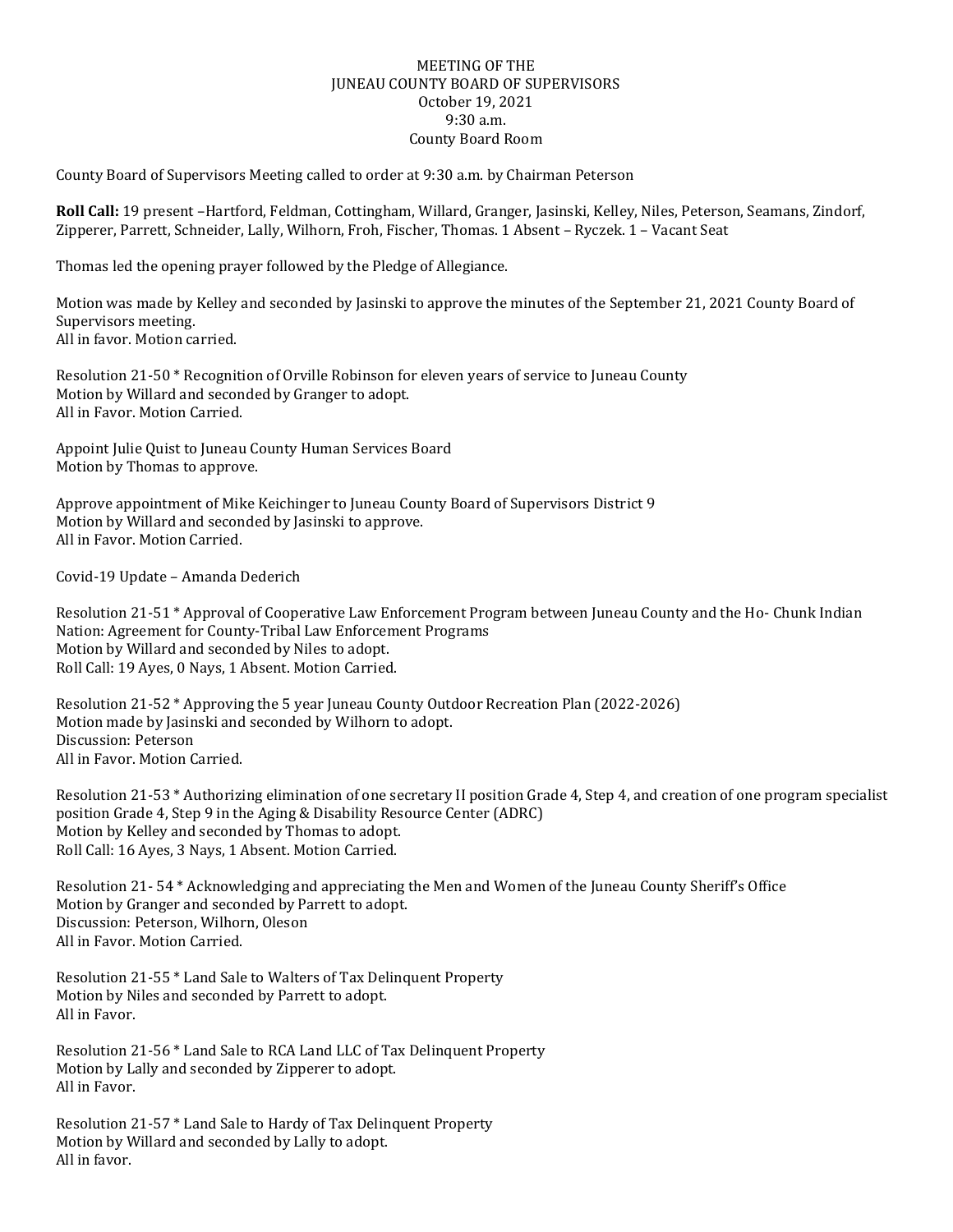# MEETING OF THE
# JUNEAU COUNTY BOARD OF SUPERVISORS
October 19, 2021
9:30 a.m.
County Board Room

County Board of Supervisors Meeting called to order at 9:30 a.m. by Chairman Peterson

**Roll Call:** 19 present –Hartford, Feldman, Cottingham, Willard, Granger, Jasinski, Kelley, Niles, Peterson, Seamans, Zindorf, Zipperer, Parrett, Schneider, Lally, Wilhorn, Froh, Fischer, Thomas. 1 Absent – Ryczek. 1 – Vacant Seat

Thomas led the opening prayer followed by the Pledge of Allegiance.

Motion was made by Kelley and seconded by Jasinski to approve the minutes of the September 21, 2021 County Board of Supervisors meeting.
All in favor. Motion carried.

Resolution 21-50 * Recognition of Orville Robinson for eleven years of service to Juneau County
Motion by Willard and seconded by Granger to adopt.
All in Favor. Motion Carried.

Appoint Julie Quist to Juneau County Human Services Board
Motion by Thomas to approve.

Approve appointment of Mike Keichinger to Juneau County Board of Supervisors District 9
Motion by Willard and seconded by Jasinski to approve.
All in Favor. Motion Carried.

Covid-19 Update – Amanda Dederich

Resolution 21-51 * Approval of Cooperative Law Enforcement Program between Juneau County and the Ho- Chunk Indian Nation: Agreement for County-Tribal Law Enforcement Programs
Motion by Willard and seconded by Niles to adopt.
Roll Call: 19 Ayes, 0 Nays, 1 Absent. Motion Carried.

Resolution 21-52 * Approving the 5 year Juneau County Outdoor Recreation Plan (2022-2026)
Motion made by Jasinski and seconded by Wilhorn to adopt.
Discussion: Peterson
All in Favor. Motion Carried.

Resolution 21-53 * Authorizing elimination of one secretary II position Grade 4, Step 4, and creation of one program specialist position Grade 4, Step 9 in the Aging & Disability Resource Center (ADRC)
Motion by Kelley and seconded by Thomas to adopt.
Roll Call: 16 Ayes, 3 Nays, 1 Absent. Motion Carried.

Resolution 21- 54 * Acknowledging and appreciating the Men and Women of the Juneau County Sheriff's Office
Motion by Granger and seconded by Parrett to adopt.
Discussion: Peterson, Wilhorn, Oleson
All in Favor. Motion Carried.

Resolution 21-55 * Land Sale to Walters of Tax Delinquent Property
Motion by Niles and seconded by Parrett to adopt.
All in Favor.

Resolution 21-56 * Land Sale to RCA Land LLC of Tax Delinquent Property
Motion by Lally and seconded by Zipperer to adopt.
All in Favor.

Resolution 21-57 * Land Sale to Hardy of Tax Delinquent Property
Motion by Willard and seconded by Lally to adopt.
All in favor.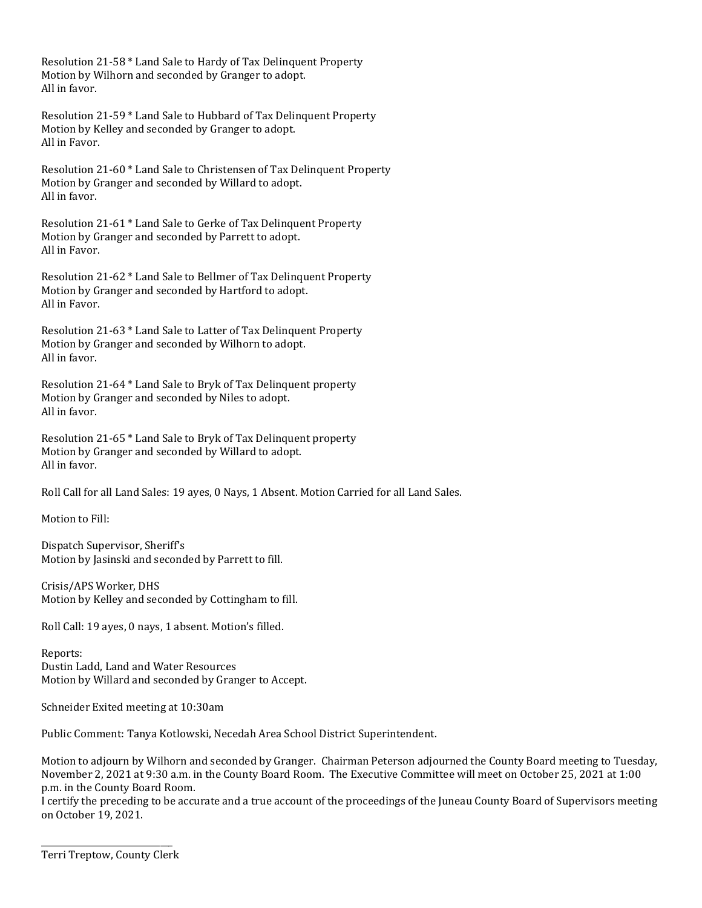Resolution 21-58 * Land Sale to Hardy of Tax Delinquent Property
Motion by Wilhorn and seconded by Granger to adopt.
All in favor.

Resolution 21-59 * Land Sale to Hubbard of Tax Delinquent Property
Motion by Kelley and seconded by Granger to adopt.
All in Favor.

Resolution 21-60 * Land Sale to Christensen of Tax Delinquent Property
Motion by Granger and seconded by Willard to adopt.
All in favor.

Resolution 21-61 * Land Sale to Gerke of Tax Delinquent Property
Motion by Granger and seconded by Parrett to adopt.
All in Favor.

Resolution 21-62 * Land Sale to Bellmer of Tax Delinquent Property
Motion by Granger and seconded by Hartford to adopt.
All in Favor.

Resolution 21-63 * Land Sale to Latter of Tax Delinquent Property
Motion by Granger and seconded by Wilhorn to adopt.
All in favor.

Resolution 21-64 * Land Sale to Bryk of Tax Delinquent property
Motion by Granger and seconded by Niles to adopt.
All in favor.

Resolution 21-65 * Land Sale to Bryk of Tax Delinquent property
Motion by Granger and seconded by Willard to adopt.
All in favor.

Roll Call for all Land Sales: 19 ayes, 0 Nays, 1 Absent. Motion Carried for all Land Sales.

Motion to Fill:

Dispatch Supervisor, Sheriff's
Motion by Jasinski and seconded by Parrett to fill.

Crisis/APS Worker, DHS
Motion by Kelley and seconded by Cottingham to fill.

Roll Call: 19 ayes, 0 nays, 1 absent. Motion's filled.

Reports:
Dustin Ladd, Land and Water Resources
Motion by Willard and seconded by Granger to Accept.

Schneider Exited meeting at 10:30am

Public Comment: Tanya Kotlowski, Necedah Area School District Superintendent.

Motion to adjourn by Wilhorn and seconded by Granger. Chairman Peterson adjourned the County Board meeting to Tuesday, November 2, 2021 at 9:30 a.m. in the County Board Room. The Executive Committee will meet on October 25, 2021 at 1:00 p.m. in the County Board Room.
I certify the preceding to be accurate and a true account of the proceedings of the Juneau County Board of Supervisors meeting on October 19, 2021.

\_\_\_\_\_\_\_\_\_\_\_\_\_\_\_\_\_\_\_\_\_\_\_\_\_\_\_\_\_\_

Terri Treptow, County Clerk